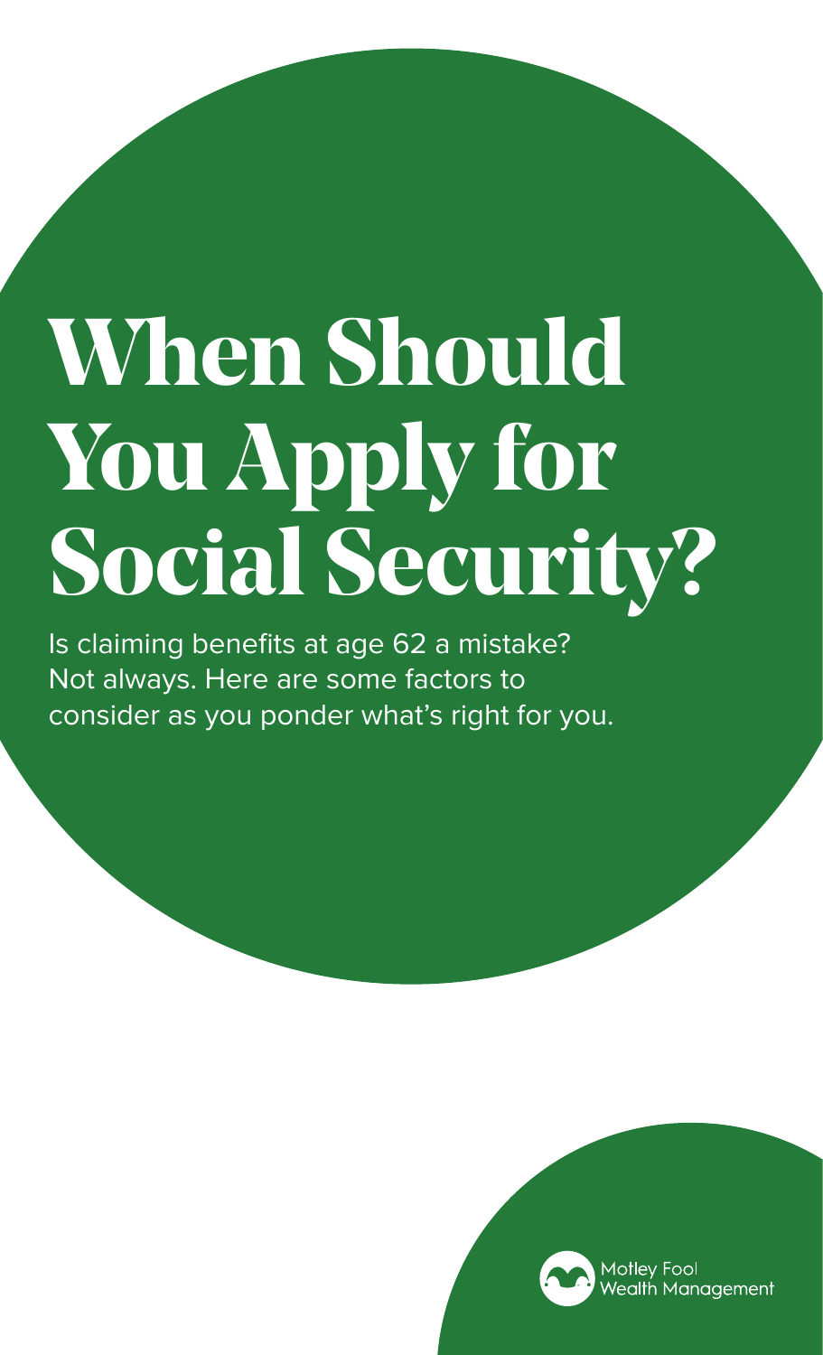# When Should You Apply for Social Security?

Is claiming benefits at age 62 a mistake? Not always. Here are some factors to consider as you ponder what's right for you.

Motley Fool Wealth Management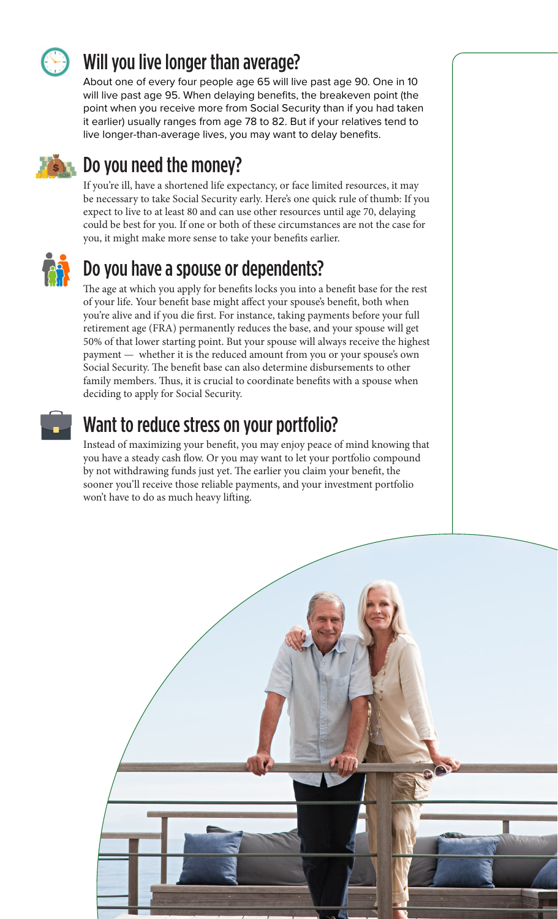## Will you live longer than average?

About one of every four people age 65 will live past age 90. One in 10 will live past age 95. When delaying benefits, the breakeven point (the point when you receive more from Social Security than if you had taken it earlier) usually ranges from age 78 to 82. But if your relatives tend to live longer-than-average lives, you may want to delay benefits.

## Do you need the money?

If you're ill, have a shortened life expectancy, or face limited resources, it may be necessary to take Social Security early. Here's one quick rule of thumb: If you expect to live to at least 80 and can use other resources until age 70, delaying could be best for you. If one or both of these circumstances are not the case for you, it might make more sense to take your benefits earlier.

## Do you have a spouse or dependents?

The age at which you apply for benefits locks you into a benefit base for the rest of your life. Your benefit base might affect your spouse's benefit, both when you're alive and if you die first. For instance, taking payments before your full retirement age (FRA) permanently reduces the base, and your spouse will get 50% of that lower starting point. But your spouse will always receive the highest payment — whether it is the reduced amount from you or your spouse's own Social Security. The benefit base can also determine disbursements to other family members. Thus, it is crucial to coordinate benefits with a spouse when deciding to apply for Social Security.

## Want to reduce stress on your portfolio?

Instead of maximizing your benefit, you may enjoy peace of mind knowing that you have a steady cash flow. Or you may want to let your portfolio compound by not withdrawing funds just yet. The earlier you claim your benefit, the sooner you'll receive those reliable payments, and your investment portfolio won't have to do as much heavy lifting.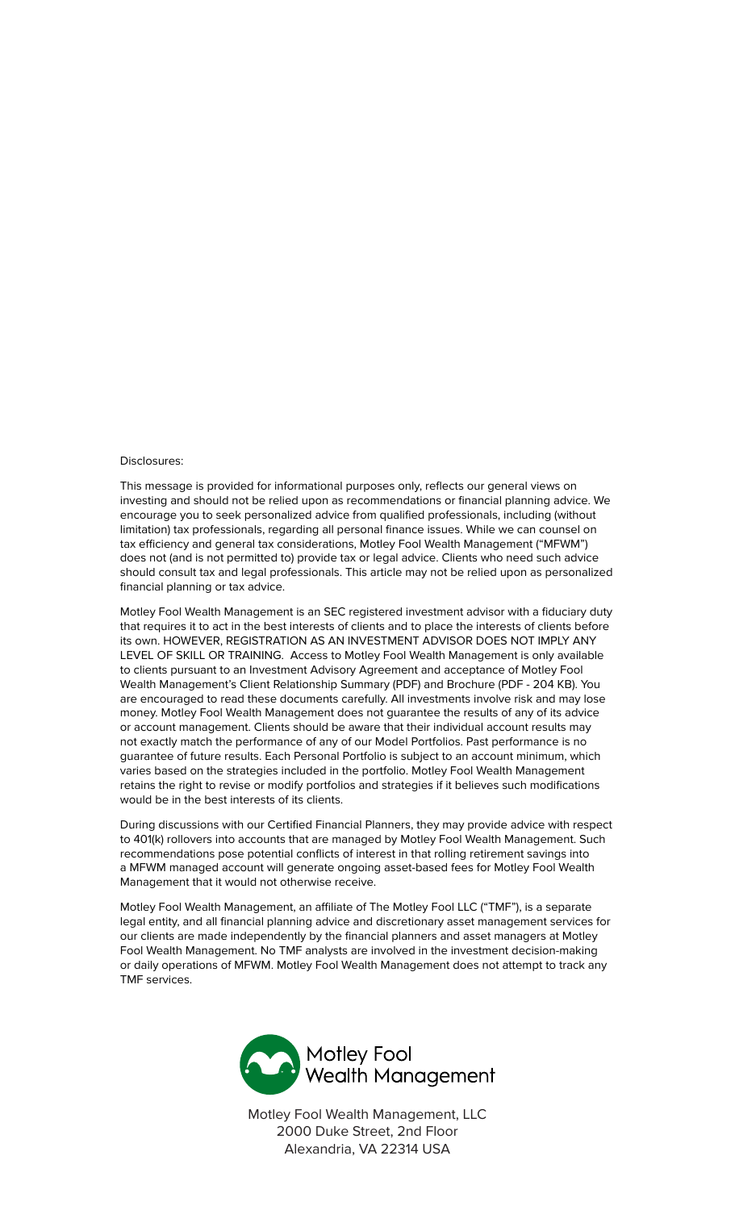Disclosures:

This message is provided for informational purposes only, reflects our general views on investing and should not be relied upon as recommendations or financial planning advice. We encourage you to seek personalized advice from qualified professionals, including (without limitation) tax professionals, regarding all personal finance issues. While we can counsel on tax efficiency and general tax considerations, Motley Fool Wealth Management ("MFWM") does not (and is not permitted to) provide tax or legal advice. Clients who need such advice should consult tax and legal professionals. This article may not be relied upon as personalized financial planning or tax advice.

Motley Fool Wealth Management is an SEC registered investment advisor with a fiduciary duty that requires it to act in the best interests of clients and to place the interests of clients before its own. HOWEVER, REGISTRATION AS AN INVESTMENT ADVISOR DOES NOT IMPLY ANY LEVEL OF SKILL OR TRAINING. Access to Motley Fool Wealth Management is only available to clients pursuant to an Investment Advisory Agreement and acceptance of Motley Fool Wealth Management's Client Relationship Summary (PDF) and Brochure (PDF - 204 KB). You are encouraged to read these documents carefully. All investments involve risk and may lose money. Motley Fool Wealth Management does not guarantee the results of any of its advice or account management. Clients should be aware that their individual account results may not exactly match the performance of any of our Model Portfolios. Past performance is no guarantee of future results. Each Personal Portfolio is subject to an account minimum, which varies based on the strategies included in the portfolio. Motley Fool Wealth Management retains the right to revise or modify portfolios and strategies if it believes such modifications would be in the best interests of its clients.

During discussions with our Certified Financial Planners, they may provide advice with respect to 401(k) rollovers into accounts that are managed by Motley Fool Wealth Management. Such recommendations pose potential conflicts of interest in that rolling retirement savings into a MFWM managed account will generate ongoing asset-based fees for Motley Fool Wealth Management that it would not otherwise receive.

Motley Fool Wealth Management, an affiliate of The Motley Fool LLC ("TMF"), is a separate legal entity, and all financial planning advice and discretionary asset management services for our clients are made independently by the financial planners and asset managers at Motley Fool Wealth Management. No TMF analysts are involved in the investment decision-making or daily operations of MFWM. Motley Fool Wealth Management does not attempt to track any TMF services.

Motley Fool Wealth Management

Motley Fool Wealth Management, LLC
2000 Duke Street, 2nd Floor
Alexandria, VA 22314 USA